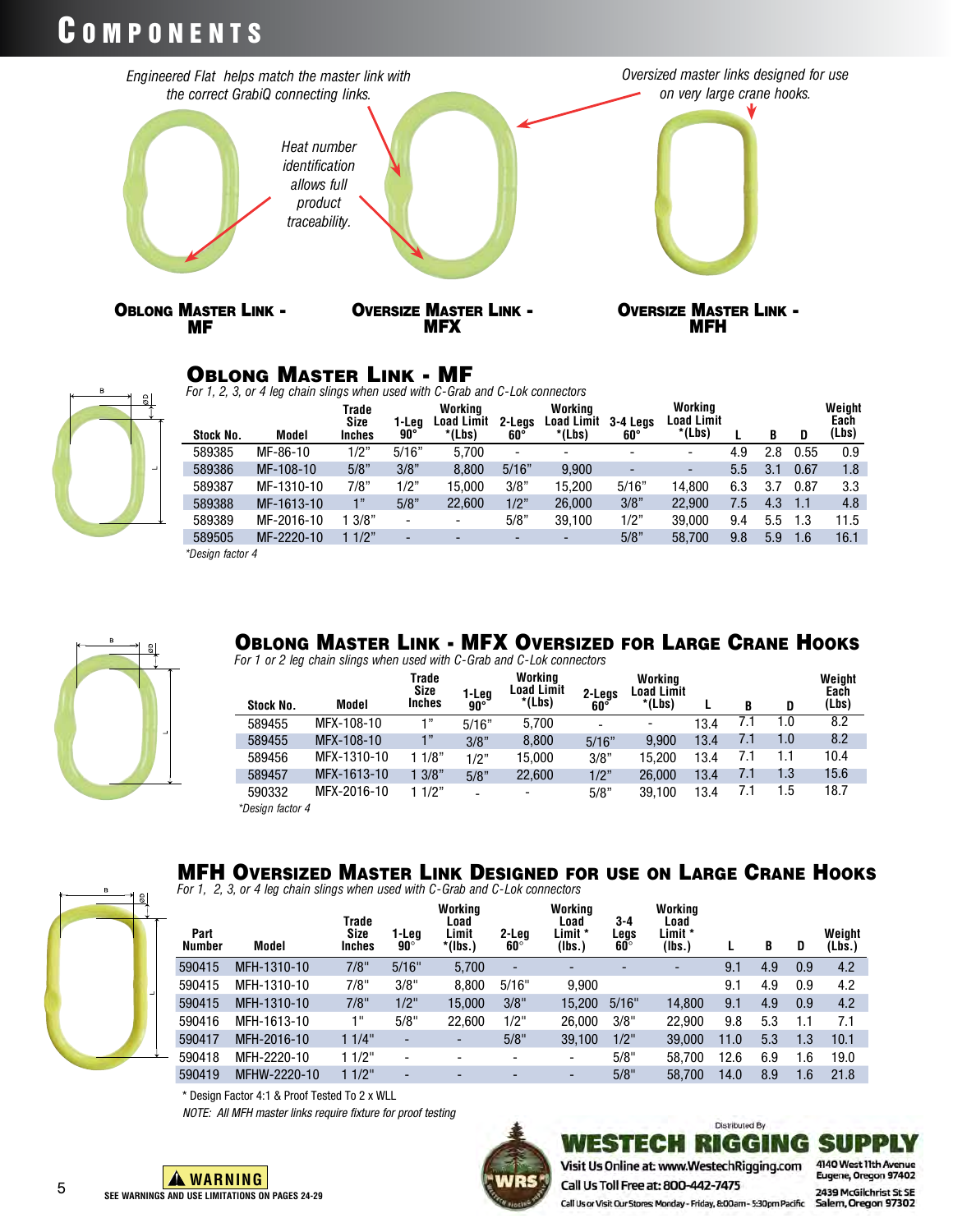# Components

*Engineered Flat helps match the master link with the correct GrabiQ connecting links.*

*Oversized master links designed for use on very large crane hooks.*

*Heat number identification allows full product traceability.*

**Oblong Master Link - MF**

**Oversize Master Link - MFX**

**Oversize Master Link - MFH**

## Oblong Master Link - MF

*For 1, 2, 3, or 4 leg chain slings when used with C-Grab and C-Lok connectors*

| Stock No. | Model | Trade Size Inches | 1-Leg 90° | Working Load Limit *(Lbs) | 2-Legs 60° | Working Load Limit *(Lbs) | 3-4 Legs 60° | Working Load Limit *(Lbs) | L | B | D | Weight Each (Lbs) |
|---|---|---|---|---|---|---|---|---|---|---|---|---|
| 589385 | MF-86-10 | 1/2" | 5/16" | 5,700 | - | - | - | - | 4.9 | 2.8 | 0.55 | 0.9 |
| 589386 | MF-108-10 | 5/8" | 3/8" | 8,800 | 5/16" | 9,900 | - | - | 5.5 | 3.1 | 0.67 | 1.8 |
| 589387 | MF-1310-10 | 7/8" | 1/2" | 15,000 | 3/8" | 15,200 | 5/16" | 14,800 | 6.3 | 3.7 | 0.87 | 3.3 |
| 589388 | MF-1613-10 | 1" | 5/8" | 22,600 | 1/2" | 26,000 | 3/8" | 22,900 | 7.5 | 4.3 | 1.1 | 4.8 |
| 589389 | MF-2016-10 | 1 3/8" | - | - | 5/8" | 39,100 | 1/2" | 39,000 | 9.4 | 5.5 | 1.3 | 11.5 |
| 589505 | MF-2220-10 | 1 1/2" | - | - | - | - | 5/8" | 58,700 | 9.8 | 5.9 | 1.6 | 16.1 |

*Design factor 4

## Oblong Master Link - MFX Oversized for Large Crane Hooks

*For 1 or 2 leg chain slings when used with C-Grab and C-Lok connectors*

| Stock No. | Model | Trade Size Inches | 1-Leg 90° | Working Load Limit *(Lbs) | 2-Legs 60° | Working Load Limit *(Lbs) | L | B | D | Weight Each (Lbs) |
|---|---|---|---|---|---|---|---|---|---|---|
| 589455 | MFX-108-10 | 1" | 5/16" | 5,700 | - | - | 13.4 | 7.1 | 1.0 | 8.2 |
| 589455 | MFX-108-10 | 1" | 3/8" | 8,800 | 5/16" | 9,900 | 13.4 | 7.1 | 1.0 | 8.2 |
| 589456 | MFX-1310-10 | 1 1/8" | 1/2" | 15,000 | 3/8" | 15,200 | 13.4 | 7.1 | 1.1 | 10.4 |
| 589457 | MFX-1613-10 | 1 3/8" | 5/8" | 22,600 | 1/2" | 26,000 | 13.4 | 7.1 | 1.3 | 15.6 |
| 590332 | MFX-2016-10 | 1 1/2" | - | - | 5/8" | 39,100 | 13.4 | 7.1 | 1.5 | 18.7 |

*Design factor 4

## MFH Oversized Master Link Designed for use on Large Crane Hooks

*For 1, 2, 3, or 4 leg chain slings when used with C-Grab and C-Lok connectors*

| Part Number | Model | Trade Size Inches | 1-Leg 90° | Working Load Limit *(lbs.) | 2-Leg 60° | Working Load Limit * (lbs.) | 3-4 Legs 60° | Working Load Limit * (lbs.) | L | B | D | Weight (Lbs.) |
|---|---|---|---|---|---|---|---|---|---|---|---|---|
| 590415 | MFH-1310-10 | 7/8" | 5/16" | 5,700 | - | - | - | - | 9.1 | 4.9 | 0.9 | 4.2 |
| 590415 | MFH-1310-10 | 7/8" | 3/8" | 8,800 | 5/16" | 9,900 | | | 9.1 | 4.9 | 0.9 | 4.2 |
| 590415 | MFH-1310-10 | 7/8" | 1/2" | 15,000 | 3/8" | 15,200 | 5/16" | 14,800 | 9.1 | 4.9 | 0.9 | 4.2 |
| 590416 | MFH-1613-10 | 1" | 5/8" | 22,600 | 1/2" | 26,000 | 3/8" | 22,900 | 9.8 | 5.3 | 1.1 | 7.1 |
| 590417 | MFH-2016-10 | 1 1/4" | - | - | 5/8" | 39,100 | 1/2" | 39,000 | 11.0 | 5.3 | 1.3 | 10.1 |
| 590418 | MFH-2220-10 | 1 1/2" | - | - | - | - | 5/8" | 58,700 | 12.6 | 6.9 | 1.6 | 19.0 |
| 590419 | MFHW-2220-10 | 1 1/2" | - | - | - | - | 5/8" | 58,700 | 14.0 | 8.9 | 1.6 | 21.8 |

\* Design Factor 4:1 & Proof Tested To 2 x WLL

*NOTE: All MFH master links require fixture for proof testing*

**⚠ WARNING**
SEE WARNINGS AND USE LIMITATIONS ON PAGES 24-29

Distributed By
**WESTECH RIGGING SUPPLY**
Visit Us Online at: www.WestechRigging.com
Call Us Toll Free at: 800-442-7475
Call Us or Visit Our Stores: Monday - Friday, 8:00am - 5:30pm Pacific
4140 West 11th Avenue, Eugene, Oregon 97402
2439 McGilchrist St SE, Salem, Oregon 97302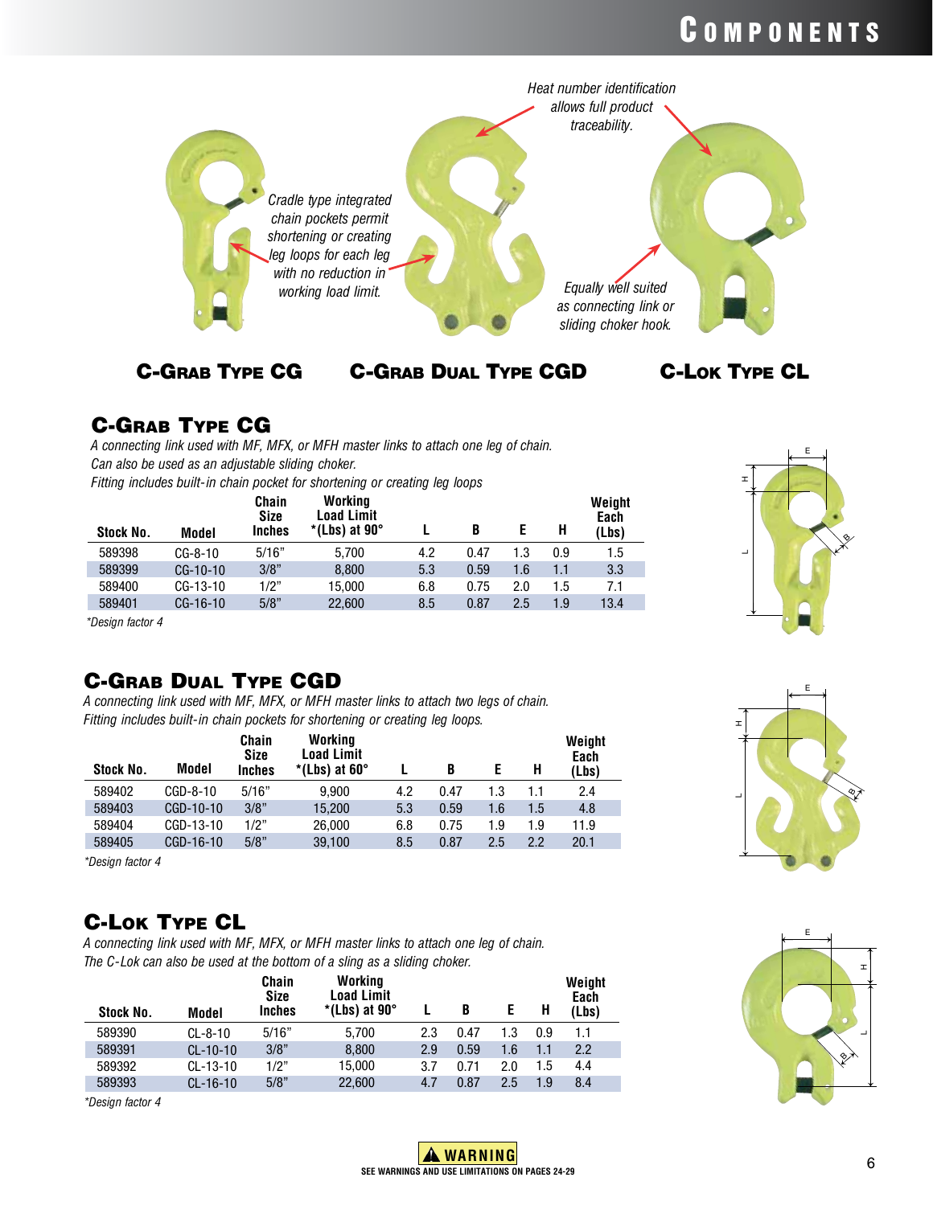*Heat number identification allows full product traceability.*

*Cradle type integrated chain pockets permit shortening or creating leg loops for each leg with no reduction in working load limit.*

*Equally well suited as connecting link or sliding choker hook.*

**C-GRAB TYPE CG** **C-GRAB DUAL TYPE CGD** **C-LOK TYPE CL**

## C-GRAB TYPE CG

*A connecting link used with MF, MFX, or MFH master links to attach one leg of chain.*
*Can also be used as an adjustable sliding choker.*
*Fitting includes built-in chain pocket for shortening or creating leg loops*

| Stock No. | Model | Chain Size Inches | Working Load Limit *(Lbs) at 90° | L | B | E | H | Weight Each (Lbs) |
|---|---|---|---|---|---|---|---|---|
| 589398 | CG-8-10 | 5/16" | 5,700 | 4.2 | 0.47 | 1.3 | 0.9 | 1.5 |
| 589399 | CG-10-10 | 3/8" | 8,800 | 5.3 | 0.59 | 1.6 | 1.1 | 3.3 |
| 589400 | CG-13-10 | 1/2" | 15,000 | 6.8 | 0.75 | 2.0 | 1.5 | 7.1 |
| 589401 | CG-16-10 | 5/8" | 22,600 | 8.5 | 0.87 | 2.5 | 1.9 | 13.4 |

*Design factor 4

## C-GRAB DUAL TYPE CGD

*A connecting link used with MF, MFX, or MFH master links to attach two legs of chain.*
*Fitting includes built-in chain pockets for shortening or creating leg loops.*

| Stock No. | Model | Chain Size Inches | Working Load Limit *(Lbs) at 60° | L | B | E | H | Weight Each (Lbs) |
|---|---|---|---|---|---|---|---|---|
| 589402 | CGD-8-10 | 5/16" | 9,900 | 4.2 | 0.47 | 1.3 | 1.1 | 2.4 |
| 589403 | CGD-10-10 | 3/8" | 15,200 | 5.3 | 0.59 | 1.6 | 1.5 | 4.8 |
| 589404 | CGD-13-10 | 1/2" | 26,000 | 6.8 | 0.75 | 1.9 | 1.9 | 11.9 |
| 589405 | CGD-16-10 | 5/8" | 39,100 | 8.5 | 0.87 | 2.5 | 2.2 | 20.1 |

*Design factor 4

## C-LOK TYPE CL

*A connecting link used with MF, MFX, or MFH master links to attach one leg of chain.*
*The C-Lok can also be used at the bottom of a sling as a sliding choker.*

| Stock No. | Model | Chain Size Inches | Working Load Limit *(Lbs) at 90° | L | B | E | H | Weight Each (Lbs) |
|---|---|---|---|---|---|---|---|---|
| 589390 | CL-8-10 | 5/16" | 5,700 | 2.3 | 0.47 | 1.3 | 0.9 | 1.1 |
| 589391 | CL-10-10 | 3/8" | 8,800 | 2.9 | 0.59 | 1.6 | 1.1 | 2.2 |
| 589392 | CL-13-10 | 1/2" | 15,000 | 3.7 | 0.71 | 2.0 | 1.5 | 4.4 |
| 589393 | CL-16-10 | 5/8" | 22,600 | 4.7 | 0.87 | 2.5 | 1.9 | 8.4 |

*Design factor 4

**WARNING**
SEE WARNINGS AND USE LIMITATIONS ON PAGES 24-29